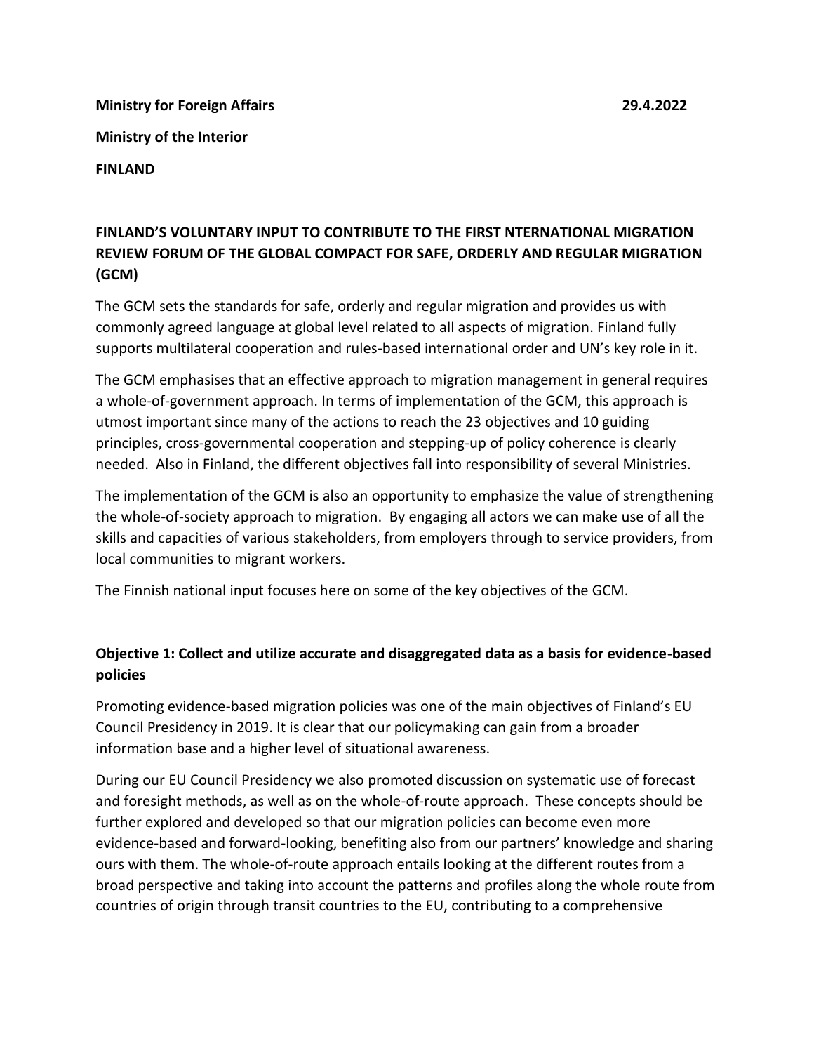**Ministry for Foreign Affairs** **29.4.2022**

**Ministry of the Interior**

**FINLAND**

# FINLAND'S VOLUNTARY INPUT TO CONTRIBUTE TO THE FIRST NTERNATIONAL MIGRATION REVIEW FORUM OF THE GLOBAL COMPACT FOR SAFE, ORDERLY AND REGULAR MIGRATION (GCM)

The GCM sets the standards for safe, orderly and regular migration and provides us with commonly agreed language at global level related to all aspects of migration. Finland fully supports multilateral cooperation and rules-based international order and UN's key role in it.

The GCM emphasises that an effective approach to migration management in general requires a whole-of-government approach. In terms of implementation of the GCM, this approach is utmost important since many of the actions to reach the 23 objectives and 10 guiding principles, cross-governmental cooperation and stepping-up of policy coherence is clearly needed. Also in Finland, the different objectives fall into responsibility of several Ministries.

The implementation of the GCM is also an opportunity to emphasize the value of strengthening the whole-of-society approach to migration. By engaging all actors we can make use of all the skills and capacities of various stakeholders, from employers through to service providers, from local communities to migrant workers.

The Finnish national input focuses here on some of the key objectives of the GCM.

## Objective 1: Collect and utilize accurate and disaggregated data as a basis for evidence-based policies

Promoting evidence-based migration policies was one of the main objectives of Finland's EU Council Presidency in 2019. It is clear that our policymaking can gain from a broader information base and a higher level of situational awareness.

During our EU Council Presidency we also promoted discussion on systematic use of forecast and foresight methods, as well as on the whole-of-route approach. These concepts should be further explored and developed so that our migration policies can become even more evidence-based and forward-looking, benefiting also from our partners' knowledge and sharing ours with them. The whole-of-route approach entails looking at the different routes from a broad perspective and taking into account the patterns and profiles along the whole route from countries of origin through transit countries to the EU, contributing to a comprehensive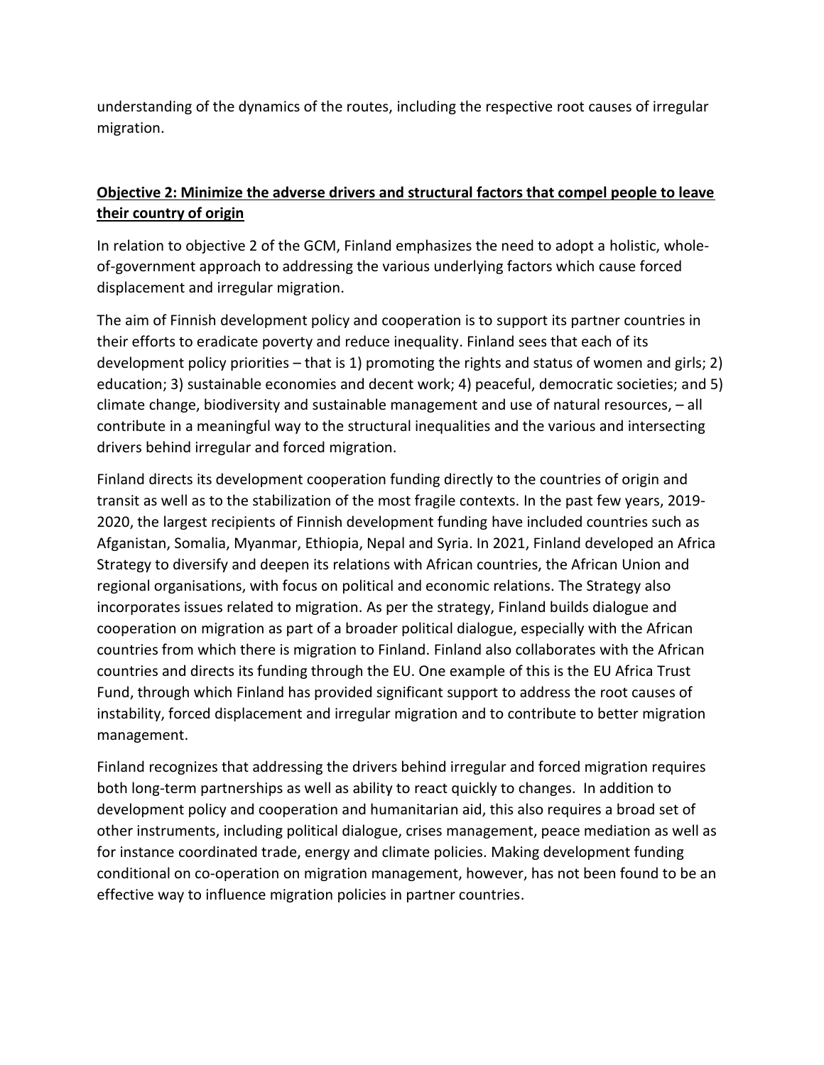understanding of the dynamics of the routes, including the respective root causes of irregular migration.

**Objective 2: Minimize the adverse drivers and structural factors that compel people to leave their country of origin**

In relation to objective 2 of the GCM, Finland emphasizes the need to adopt a holistic, whole-of-government approach to addressing the various underlying factors which cause forced displacement and irregular migration.

The aim of Finnish development policy and cooperation is to support its partner countries in their efforts to eradicate poverty and reduce inequality. Finland sees that each of its development policy priorities – that is 1) promoting the rights and status of women and girls; 2) education; 3) sustainable economies and decent work; 4) peaceful, democratic societies; and 5) climate change, biodiversity and sustainable management and use of natural resources, – all contribute in a meaningful way to the structural inequalities and the various and intersecting drivers behind irregular and forced migration.

Finland directs its development cooperation funding directly to the countries of origin and transit as well as to the stabilization of the most fragile contexts. In the past few years, 2019-2020, the largest recipients of Finnish development funding have included countries such as Afganistan, Somalia, Myanmar, Ethiopia, Nepal and Syria. In 2021, Finland developed an Africa Strategy to diversify and deepen its relations with African countries, the African Union and regional organisations, with focus on political and economic relations. The Strategy also incorporates issues related to migration. As per the strategy, Finland builds dialogue and cooperation on migration as part of a broader political dialogue, especially with the African countries from which there is migration to Finland. Finland also collaborates with the African countries and directs its funding through the EU. One example of this is the EU Africa Trust Fund, through which Finland has provided significant support to address the root causes of instability, forced displacement and irregular migration and to contribute to better migration management.

Finland recognizes that addressing the drivers behind irregular and forced migration requires both long-term partnerships as well as ability to react quickly to changes. In addition to development policy and cooperation and humanitarian aid, this also requires a broad set of other instruments, including political dialogue, crises management, peace mediation as well as for instance coordinated trade, energy and climate policies. Making development funding conditional on co-operation on migration management, however, has not been found to be an effective way to influence migration policies in partner countries.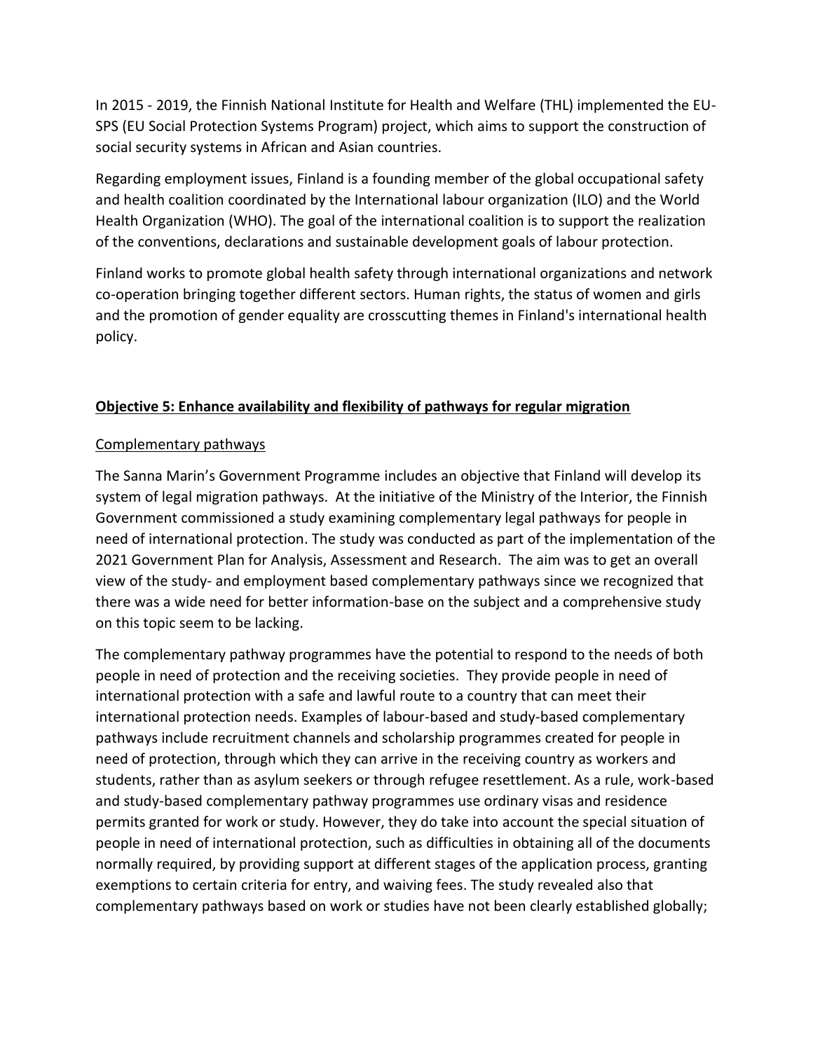In 2015 - 2019, the Finnish National Institute for Health and Welfare (THL) implemented the EU-SPS (EU Social Protection Systems Program) project, which aims to support the construction of social security systems in African and Asian countries.

Regarding employment issues, Finland is a founding member of the global occupational safety and health coalition coordinated by the International labour organization (ILO) and the World Health Organization (WHO). The goal of the international coalition is to support the realization of the conventions, declarations and sustainable development goals of labour protection.

Finland works to promote global health safety through international organizations and network co-operation bringing together different sectors. Human rights, the status of women and girls and the promotion of gender equality are crosscutting themes in Finland's international health policy.

## Objective 5: Enhance availability and flexibility of pathways for regular migration

### Complementary pathways

The Sanna Marin's Government Programme includes an objective that Finland will develop its system of legal migration pathways. At the initiative of the Ministry of the Interior, the Finnish Government commissioned a study examining complementary legal pathways for people in need of international protection. The study was conducted as part of the implementation of the 2021 Government Plan for Analysis, Assessment and Research. The aim was to get an overall view of the study- and employment based complementary pathways since we recognized that there was a wide need for better information-base on the subject and a comprehensive study on this topic seem to be lacking.

The complementary pathway programmes have the potential to respond to the needs of both people in need of protection and the receiving societies. They provide people in need of international protection with a safe and lawful route to a country that can meet their international protection needs. Examples of labour-based and study-based complementary pathways include recruitment channels and scholarship programmes created for people in need of protection, through which they can arrive in the receiving country as workers and students, rather than as asylum seekers or through refugee resettlement. As a rule, work-based and study-based complementary pathway programmes use ordinary visas and residence permits granted for work or study. However, they do take into account the special situation of people in need of international protection, such as difficulties in obtaining all of the documents normally required, by providing support at different stages of the application process, granting exemptions to certain criteria for entry, and waiving fees. The study revealed also that complementary pathways based on work or studies have not been clearly established globally;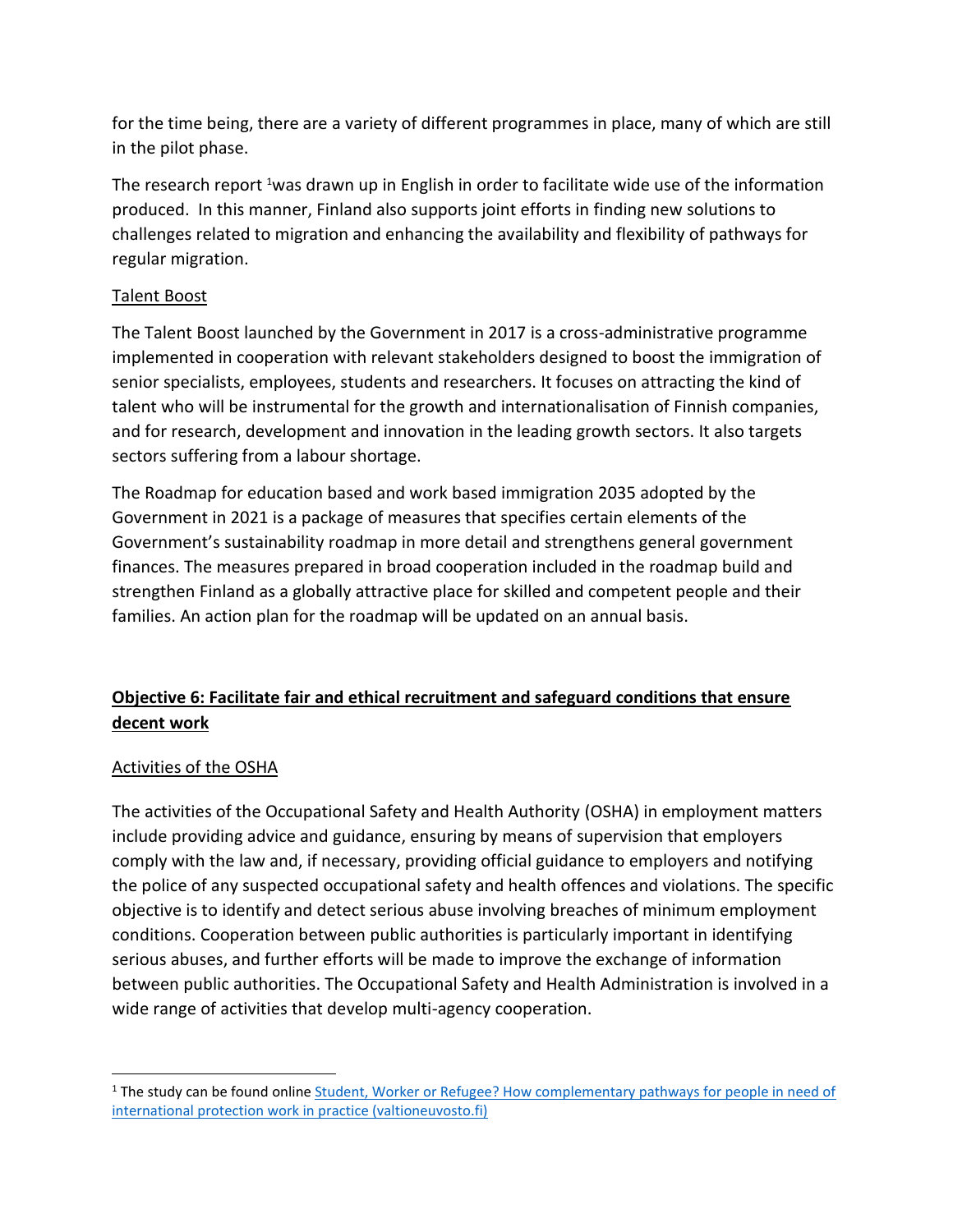for the time being, there are a variety of different programmes in place, many of which are still in the pilot phase.

The research report [1] was drawn up in English in order to facilitate wide use of the information produced. In this manner, Finland also supports joint efforts in finding new solutions to challenges related to migration and enhancing the availability and flexibility of pathways for regular migration.

Talent Boost

The Talent Boost launched by the Government in 2017 is a cross-administrative programme implemented in cooperation with relevant stakeholders designed to boost the immigration of senior specialists, employees, students and researchers. It focuses on attracting the kind of talent who will be instrumental for the growth and internationalisation of Finnish companies, and for research, development and innovation in the leading growth sectors. It also targets sectors suffering from a labour shortage.

The Roadmap for education based and work based immigration 2035 adopted by the Government in 2021 is a package of measures that specifies certain elements of the Government's sustainability roadmap in more detail and strengthens general government finances. The measures prepared in broad cooperation included in the roadmap build and strengthen Finland as a globally attractive place for skilled and competent people and their families. An action plan for the roadmap will be updated on an annual basis.

## Objective 6: Facilitate fair and ethical recruitment and safeguard conditions that ensure decent work

Activities of the OSHA

The activities of the Occupational Safety and Health Authority (OSHA) in employment matters include providing advice and guidance, ensuring by means of supervision that employers comply with the law and, if necessary, providing official guidance to employers and notifying the police of any suspected occupational safety and health offences and violations. The specific objective is to identify and detect serious abuse involving breaches of minimum employment conditions. Cooperation between public authorities is particularly important in identifying serious abuses, and further efforts will be made to improve the exchange of information between public authorities. The Occupational Safety and Health Administration is involved in a wide range of activities that develop multi-agency cooperation.

---

[1] The study can be found online [Student, Worker or Refugee? How complementary pathways for people in need of international protection work in practice (valtioneuvosto.fi)]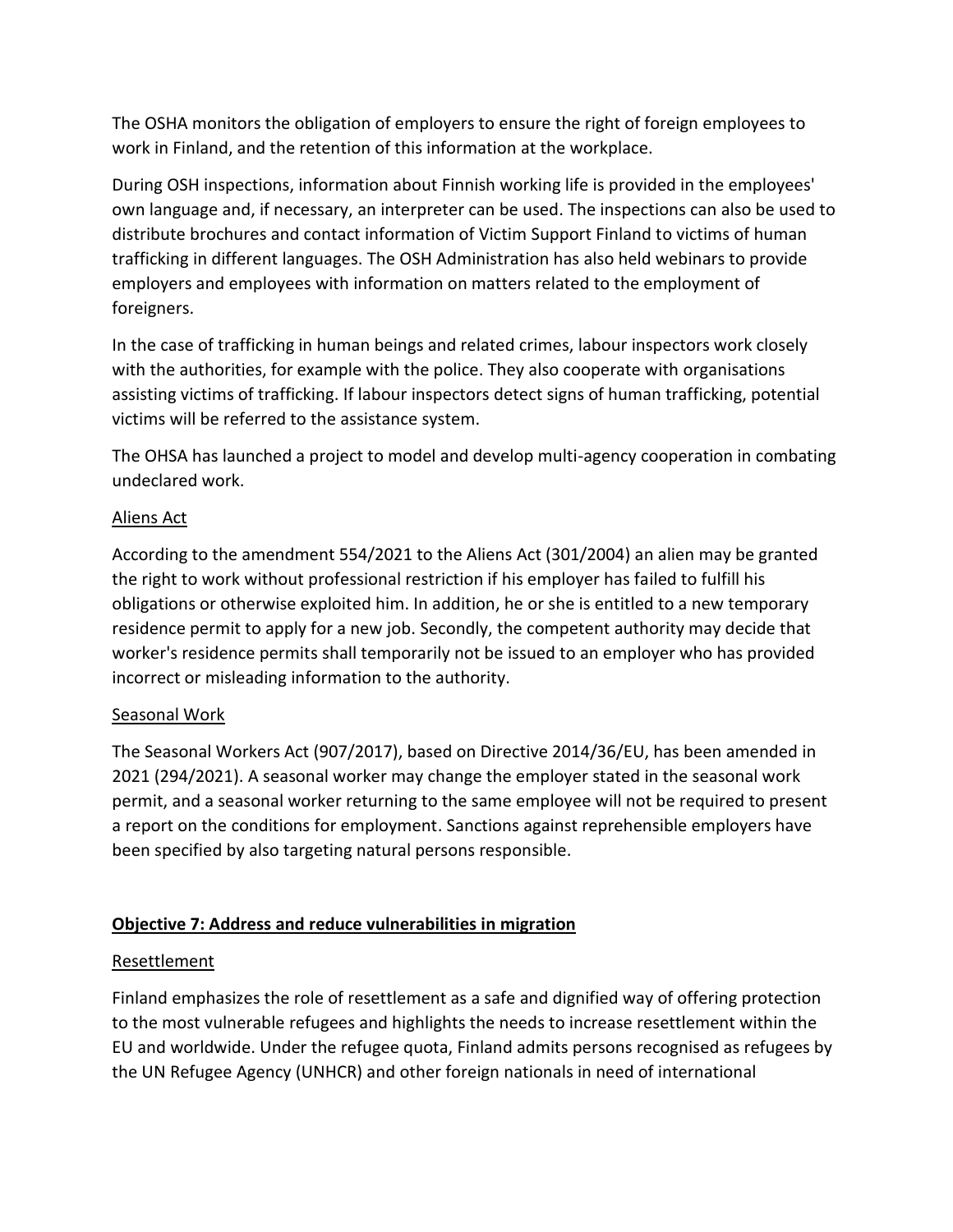The OSHA monitors the obligation of employers to ensure the right of foreign employees to work in Finland, and the retention of this information at the workplace.

During OSH inspections, information about Finnish working life is provided in the employees' own language and, if necessary, an interpreter can be used. The inspections can also be used to distribute brochures and contact information of Victim Support Finland to victims of human trafficking in different languages. The OSH Administration has also held webinars to provide employers and employees with information on matters related to the employment of foreigners.

In the case of trafficking in human beings and related crimes, labour inspectors work closely with the authorities, for example with the police. They also cooperate with organisations assisting victims of trafficking. If labour inspectors detect signs of human trafficking, potential victims will be referred to the assistance system.

The OHSA has launched a project to model and develop multi-agency cooperation in combating undeclared work.

Aliens Act

According to the amendment 554/2021 to the Aliens Act (301/2004) an alien may be granted the right to work without professional restriction if his employer has failed to fulfill his obligations or otherwise exploited him. In addition, he or she is entitled to a new temporary residence permit to apply for a new job. Secondly, the competent authority may decide that worker's residence permits shall temporarily not be issued to an employer who has provided incorrect or misleading information to the authority.

Seasonal Work

The Seasonal Workers Act (907/2017), based on Directive 2014/36/EU, has been amended in 2021 (294/2021). A seasonal worker may change the employer stated in the seasonal work permit, and a seasonal worker returning to the same employee will not be required to present a report on the conditions for employment. Sanctions against reprehensible employers have been specified by also targeting natural persons responsible.

## Objective 7: Address and reduce vulnerabilities in migration

Resettlement

Finland emphasizes the role of resettlement as a safe and dignified way of offering protection to the most vulnerable refugees and highlights the needs to increase resettlement within the EU and worldwide. Under the refugee quota, Finland admits persons recognised as refugees by the UN Refugee Agency (UNHCR) and other foreign nationals in need of international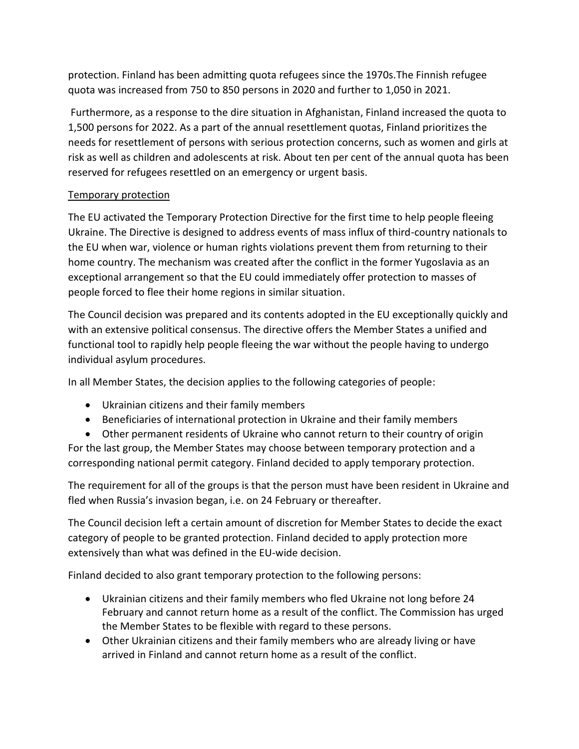protection. Finland has been admitting quota refugees since the 1970s.The Finnish refugee quota was increased from 750 to 850 persons in 2020 and further to 1,050 in 2021.

Furthermore, as a response to the dire situation in Afghanistan, Finland increased the quota to 1,500 persons for 2022. As a part of the annual resettlement quotas, Finland prioritizes the needs for resettlement of persons with serious protection concerns, such as women and girls at risk as well as children and adolescents at risk. About ten per cent of the annual quota has been reserved for refugees resettled on an emergency or urgent basis.

Temporary protection

The EU activated the Temporary Protection Directive for the first time to help people fleeing Ukraine. The Directive is designed to address events of mass influx of third-country nationals to the EU when war, violence or human rights violations prevent them from returning to their home country. The mechanism was created after the conflict in the former Yugoslavia as an exceptional arrangement so that the EU could immediately offer protection to masses of people forced to flee their home regions in similar situation.

The Council decision was prepared and its contents adopted in the EU exceptionally quickly and with an extensive political consensus. The directive offers the Member States a unified and functional tool to rapidly help people fleeing the war without the people having to undergo individual asylum procedures.

In all Member States, the decision applies to the following categories of people:

- Ukrainian citizens and their family members
- Beneficiaries of international protection in Ukraine and their family members
- Other permanent residents of Ukraine who cannot return to their country of origin

For the last group, the Member States may choose between temporary protection and a corresponding national permit category. Finland decided to apply temporary protection.

The requirement for all of the groups is that the person must have been resident in Ukraine and fled when Russia's invasion began, i.e. on 24 February or thereafter.

The Council decision left a certain amount of discretion for Member States to decide the exact category of people to be granted protection. Finland decided to apply protection more extensively than what was defined in the EU-wide decision.

Finland decided to also grant temporary protection to the following persons:

- Ukrainian citizens and their family members who fled Ukraine not long before 24 February and cannot return home as a result of the conflict. The Commission has urged the Member States to be flexible with regard to these persons.
- Other Ukrainian citizens and their family members who are already living or have arrived in Finland and cannot return home as a result of the conflict.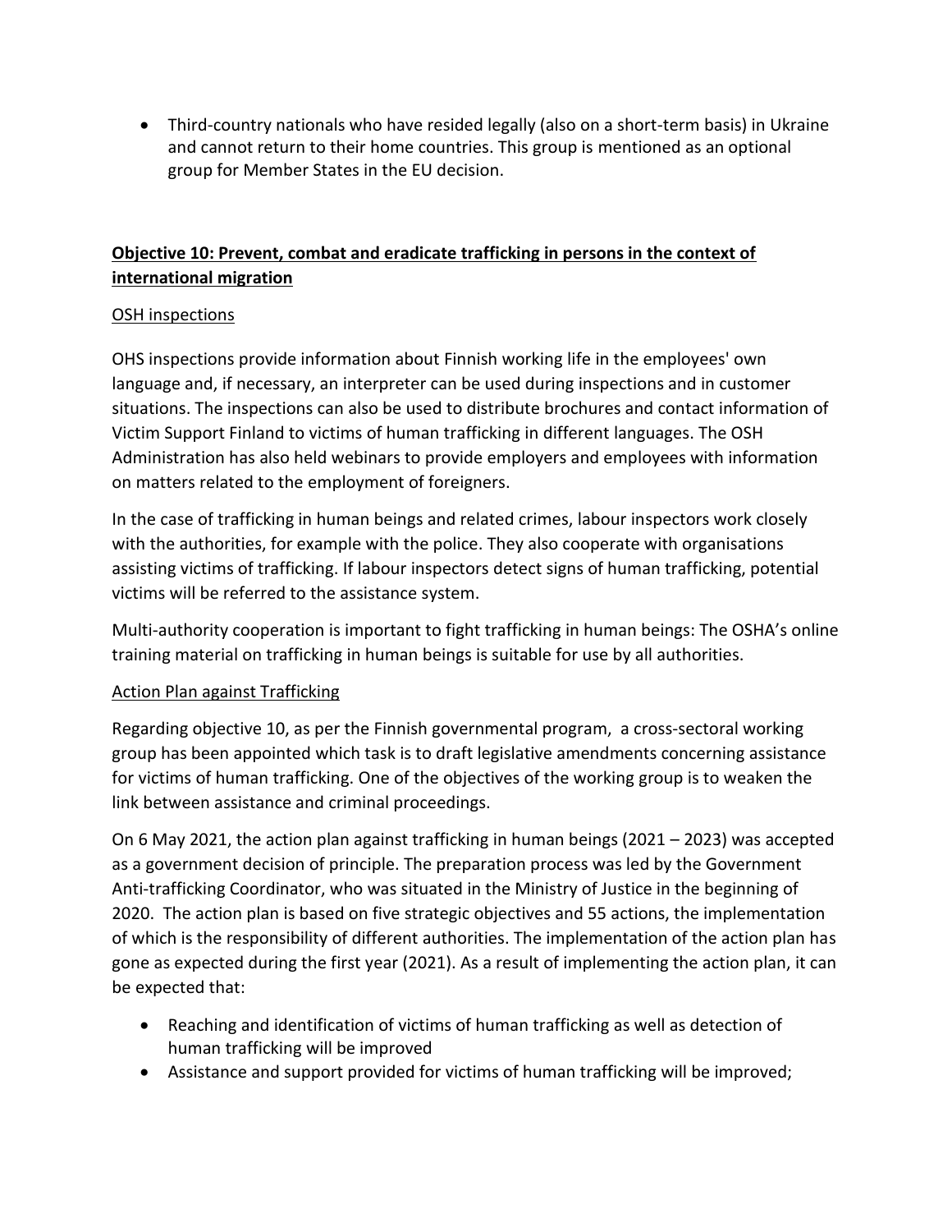- Third-country nationals who have resided legally (also on a short-term basis) in Ukraine and cannot return to their home countries. This group is mentioned as an optional group for Member States in the EU decision.

## **Objective 10: Prevent, combat and eradicate trafficking in persons in the context of international migration**

### OSH inspections

OHS inspections provide information about Finnish working life in the employees' own language and, if necessary, an interpreter can be used during inspections and in customer situations. The inspections can also be used to distribute brochures and contact information of Victim Support Finland to victims of human trafficking in different languages. The OSH Administration has also held webinars to provide employers and employees with information on matters related to the employment of foreigners.

In the case of trafficking in human beings and related crimes, labour inspectors work closely with the authorities, for example with the police. They also cooperate with organisations assisting victims of trafficking. If labour inspectors detect signs of human trafficking, potential victims will be referred to the assistance system.

Multi-authority cooperation is important to fight trafficking in human beings: The OSHA's online training material on trafficking in human beings is suitable for use by all authorities.

### Action Plan against Trafficking

Regarding objective 10, as per the Finnish governmental program, a cross-sectoral working group has been appointed which task is to draft legislative amendments concerning assistance for victims of human trafficking. One of the objectives of the working group is to weaken the link between assistance and criminal proceedings.

On 6 May 2021, the action plan against trafficking in human beings (2021 – 2023) was accepted as a government decision of principle. The preparation process was led by the Government Anti-trafficking Coordinator, who was situated in the Ministry of Justice in the beginning of 2020. The action plan is based on five strategic objectives and 55 actions, the implementation of which is the responsibility of different authorities. The implementation of the action plan has gone as expected during the first year (2021). As a result of implementing the action plan, it can be expected that:

- Reaching and identification of victims of human trafficking as well as detection of human trafficking will be improved
- Assistance and support provided for victims of human trafficking will be improved;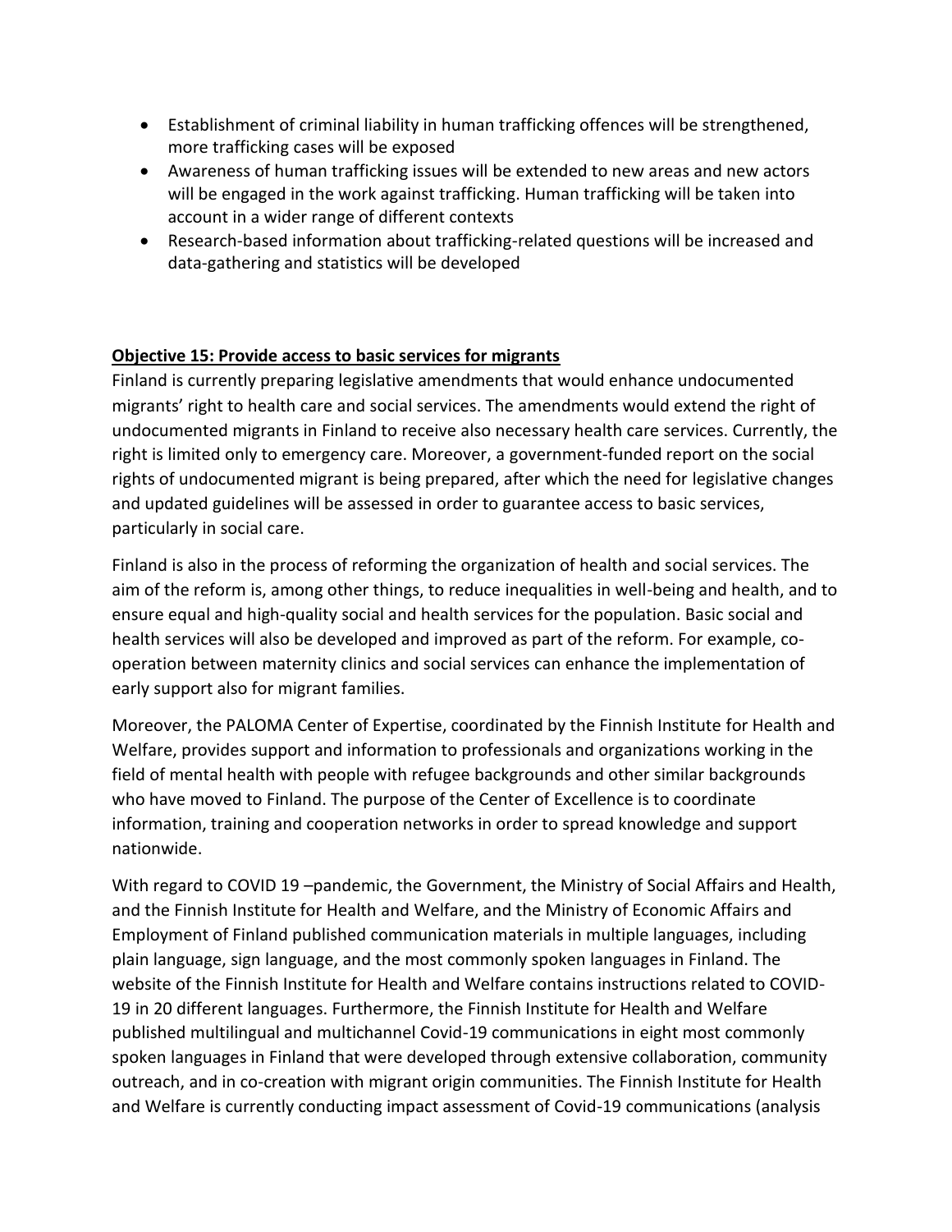- Establishment of criminal liability in human trafficking offences will be strengthened, more trafficking cases will be exposed
- Awareness of human trafficking issues will be extended to new areas and new actors will be engaged in the work against trafficking. Human trafficking will be taken into account in a wider range of different contexts
- Research-based information about trafficking-related questions will be increased and data-gathering and statistics will be developed

**Objective 15: Provide access to basic services for migrants**

Finland is currently preparing legislative amendments that would enhance undocumented migrants' right to health care and social services. The amendments would extend the right of undocumented migrants in Finland to receive also necessary health care services. Currently, the right is limited only to emergency care. Moreover, a government-funded report on the social rights of undocumented migrant is being prepared, after which the need for legislative changes and updated guidelines will be assessed in order to guarantee access to basic services, particularly in social care.

Finland is also in the process of reforming the organization of health and social services. The aim of the reform is, among other things, to reduce inequalities in well-being and health, and to ensure equal and high-quality social and health services for the population. Basic social and health services will also be developed and improved as part of the reform. For example, co-operation between maternity clinics and social services can enhance the implementation of early support also for migrant families.

Moreover, the PALOMA Center of Expertise, coordinated by the Finnish Institute for Health and Welfare, provides support and information to professionals and organizations working in the field of mental health with people with refugee backgrounds and other similar backgrounds who have moved to Finland. The purpose of the Center of Excellence is to coordinate information, training and cooperation networks in order to spread knowledge and support nationwide.

With regard to COVID 19 –pandemic, the Government, the Ministry of Social Affairs and Health, and the Finnish Institute for Health and Welfare, and the Ministry of Economic Affairs and Employment of Finland published communication materials in multiple languages, including plain language, sign language, and the most commonly spoken languages in Finland. The website of the Finnish Institute for Health and Welfare contains instructions related to COVID-19 in 20 different languages. Furthermore, the Finnish Institute for Health and Welfare published multilingual and multichannel Covid-19 communications in eight most commonly spoken languages in Finland that were developed through extensive collaboration, community outreach, and in co-creation with migrant origin communities. The Finnish Institute for Health and Welfare is currently conducting impact assessment of Covid-19 communications (analysis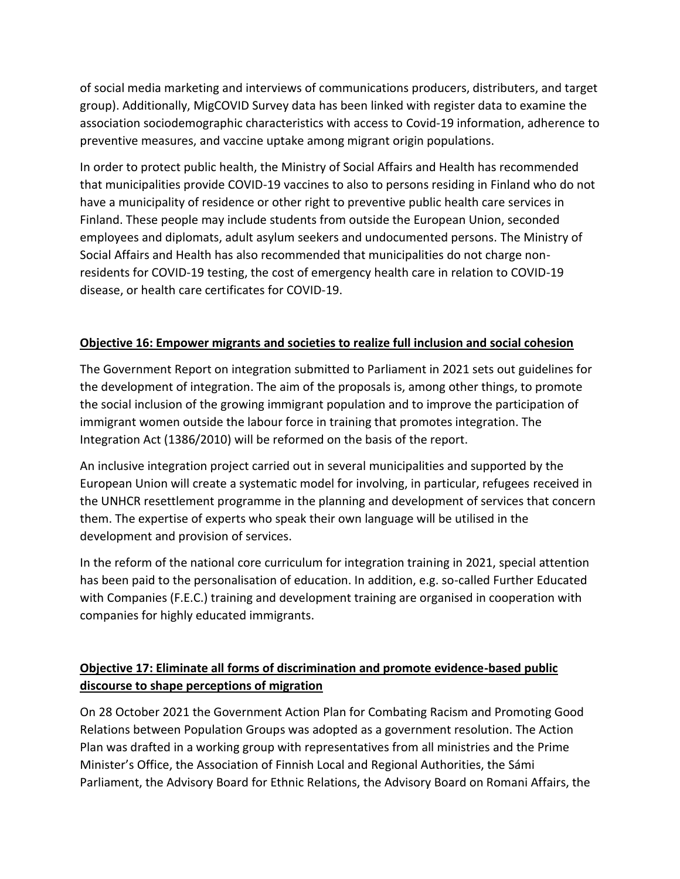of social media marketing and interviews of communications producers, distributers, and target group). Additionally, MigCOVID Survey data has been linked with register data to examine the association sociodemographic characteristics with access to Covid-19 information, adherence to preventive measures, and vaccine uptake among migrant origin populations.

In order to protect public health, the Ministry of Social Affairs and Health has recommended that municipalities provide COVID-19 vaccines to also to persons residing in Finland who do not have a municipality of residence or other right to preventive public health care services in Finland. These people may include students from outside the European Union, seconded employees and diplomats, adult asylum seekers and undocumented persons. The Ministry of Social Affairs and Health has also recommended that municipalities do not charge non-residents for COVID-19 testing, the cost of emergency health care in relation to COVID-19 disease, or health care certificates for COVID-19.

**Objective 16: Empower migrants and societies to realize full inclusion and social cohesion**

The Government Report on integration submitted to Parliament in 2021 sets out guidelines for the development of integration. The aim of the proposals is, among other things, to promote the social inclusion of the growing immigrant population and to improve the participation of immigrant women outside the labour force in training that promotes integration. The Integration Act (1386/2010) will be reformed on the basis of the report.

An inclusive integration project carried out in several municipalities and supported by the European Union will create a systematic model for involving, in particular, refugees received in the UNHCR resettlement programme in the planning and development of services that concern them. The expertise of experts who speak their own language will be utilised in the development and provision of services.

In the reform of the national core curriculum for integration training in 2021, special attention has been paid to the personalisation of education. In addition, e.g. so-called Further Educated with Companies (F.E.C.) training and development training are organised in cooperation with companies for highly educated immigrants.

**Objective 17: Eliminate all forms of discrimination and promote evidence-based public discourse to shape perceptions of migration**

On 28 October 2021 the Government Action Plan for Combating Racism and Promoting Good Relations between Population Groups was adopted as a government resolution. The Action Plan was drafted in a working group with representatives from all ministries and the Prime Minister's Office, the Association of Finnish Local and Regional Authorities, the Sámi Parliament, the Advisory Board for Ethnic Relations, the Advisory Board on Romani Affairs, the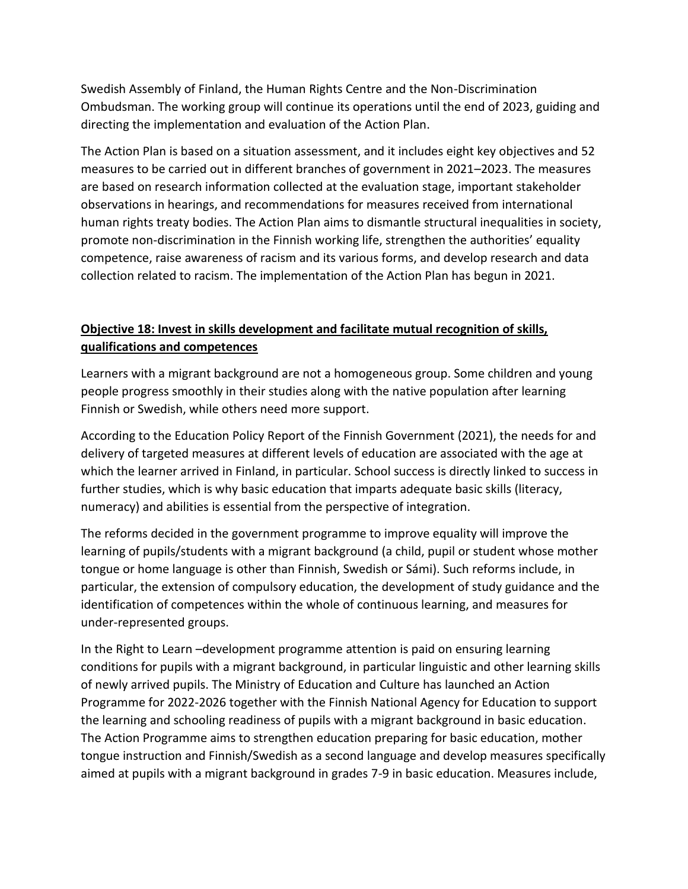Swedish Assembly of Finland, the Human Rights Centre and the Non-Discrimination Ombudsman. The working group will continue its operations until the end of 2023, guiding and directing the implementation and evaluation of the Action Plan.

The Action Plan is based on a situation assessment, and it includes eight key objectives and 52 measures to be carried out in different branches of government in 2021–2023. The measures are based on research information collected at the evaluation stage, important stakeholder observations in hearings, and recommendations for measures received from international human rights treaty bodies. The Action Plan aims to dismantle structural inequalities in society, promote non-discrimination in the Finnish working life, strengthen the authorities' equality competence, raise awareness of racism and its various forms, and develop research and data collection related to racism. The implementation of the Action Plan has begun in 2021.

## Objective 18: Invest in skills development and facilitate mutual recognition of skills, qualifications and competences

Learners with a migrant background are not a homogeneous group. Some children and young people progress smoothly in their studies along with the native population after learning Finnish or Swedish, while others need more support.

According to the Education Policy Report of the Finnish Government (2021), the needs for and delivery of targeted measures at different levels of education are associated with the age at which the learner arrived in Finland, in particular. School success is directly linked to success in further studies, which is why basic education that imparts adequate basic skills (literacy, numeracy) and abilities is essential from the perspective of integration.

The reforms decided in the government programme to improve equality will improve the learning of pupils/students with a migrant background (a child, pupil or student whose mother tongue or home language is other than Finnish, Swedish or Sámi). Such reforms include, in particular, the extension of compulsory education, the development of study guidance and the identification of competences within the whole of continuous learning, and measures for under-represented groups.

In the Right to Learn –development programme attention is paid on ensuring learning conditions for pupils with a migrant background, in particular linguistic and other learning skills of newly arrived pupils. The Ministry of Education and Culture has launched an Action Programme for 2022-2026 together with the Finnish National Agency for Education to support the learning and schooling readiness of pupils with a migrant background in basic education. The Action Programme aims to strengthen education preparing for basic education, mother tongue instruction and Finnish/Swedish as a second language and develop measures specifically aimed at pupils with a migrant background in grades 7-9 in basic education. Measures include,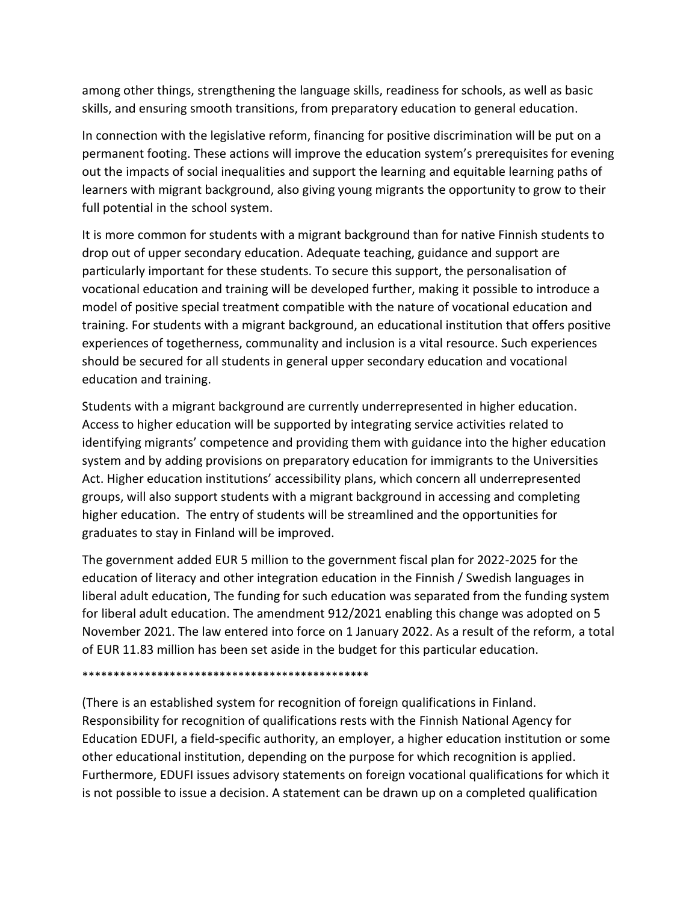among other things, strengthening the language skills, readiness for schools, as well as basic skills, and ensuring smooth transitions, from preparatory education to general education.

In connection with the legislative reform, financing for positive discrimination will be put on a permanent footing. These actions will improve the education system's prerequisites for evening out the impacts of social inequalities and support the learning and equitable learning paths of learners with migrant background, also giving young migrants the opportunity to grow to their full potential in the school system.

It is more common for students with a migrant background than for native Finnish students to drop out of upper secondary education. Adequate teaching, guidance and support are particularly important for these students. To secure this support, the personalisation of vocational education and training will be developed further, making it possible to introduce a model of positive special treatment compatible with the nature of vocational education and training. For students with a migrant background, an educational institution that offers positive experiences of togetherness, communality and inclusion is a vital resource. Such experiences should be secured for all students in general upper secondary education and vocational education and training.

Students with a migrant background are currently underrepresented in higher education. Access to higher education will be supported by integrating service activities related to identifying migrants' competence and providing them with guidance into the higher education system and by adding provisions on preparatory education for immigrants to the Universities Act. Higher education institutions' accessibility plans, which concern all underrepresented groups, will also support students with a migrant background in accessing and completing higher education. The entry of students will be streamlined and the opportunities for graduates to stay in Finland will be improved.

The government added EUR 5 million to the government fiscal plan for 2022-2025 for the education of literacy and other integration education in the Finnish / Swedish languages in liberal adult education, The funding for such education was separated from the funding system for liberal adult education. The amendment 912/2021 enabling this change was adopted on 5 November 2021. The law entered into force on 1 January 2022. As a result of the reform, a total of EUR 11.83 million has been set aside in the budget for this particular education.

***********************************************

(There is an established system for recognition of foreign qualifications in Finland. Responsibility for recognition of qualifications rests with the Finnish National Agency for Education EDUFI, a field-specific authority, an employer, a higher education institution or some other educational institution, depending on the purpose for which recognition is applied. Furthermore, EDUFI issues advisory statements on foreign vocational qualifications for which it is not possible to issue a decision. A statement can be drawn up on a completed qualification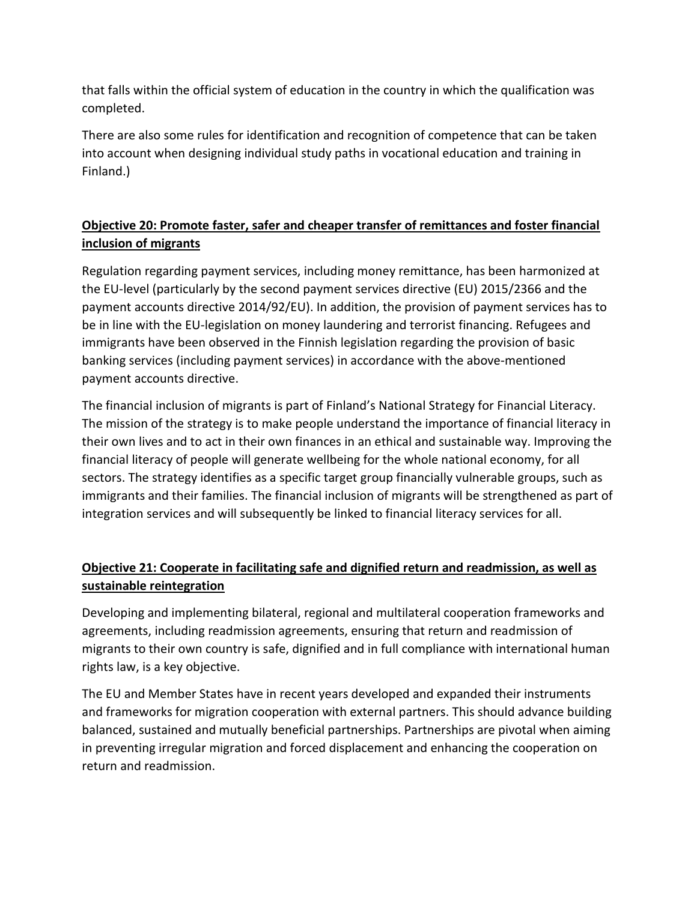that falls within the official system of education in the country in which the qualification was completed.

There are also some rules for identification and recognition of competence that can be taken into account when designing individual study paths in vocational education and training in Finland.)

## Objective 20: Promote faster, safer and cheaper transfer of remittances and foster financial inclusion of migrants

Regulation regarding payment services, including money remittance, has been harmonized at the EU-level (particularly by the second payment services directive (EU) 2015/2366 and the payment accounts directive 2014/92/EU). In addition, the provision of payment services has to be in line with the EU-legislation on money laundering and terrorist financing. Refugees and immigrants have been observed in the Finnish legislation regarding the provision of basic banking services (including payment services) in accordance with the above-mentioned payment accounts directive.

The financial inclusion of migrants is part of Finland's National Strategy for Financial Literacy. The mission of the strategy is to make people understand the importance of financial literacy in their own lives and to act in their own finances in an ethical and sustainable way. Improving the financial literacy of people will generate wellbeing for the whole national economy, for all sectors. The strategy identifies as a specific target group financially vulnerable groups, such as immigrants and their families. The financial inclusion of migrants will be strengthened as part of integration services and will subsequently be linked to financial literacy services for all.

## Objective 21: Cooperate in facilitating safe and dignified return and readmission, as well as sustainable reintegration

Developing and implementing bilateral, regional and multilateral cooperation frameworks and agreements, including readmission agreements, ensuring that return and readmission of migrants to their own country is safe, dignified and in full compliance with international human rights law, is a key objective.

The EU and Member States have in recent years developed and expanded their instruments and frameworks for migration cooperation with external partners. This should advance building balanced, sustained and mutually beneficial partnerships. Partnerships are pivotal when aiming in preventing irregular migration and forced displacement and enhancing the cooperation on return and readmission.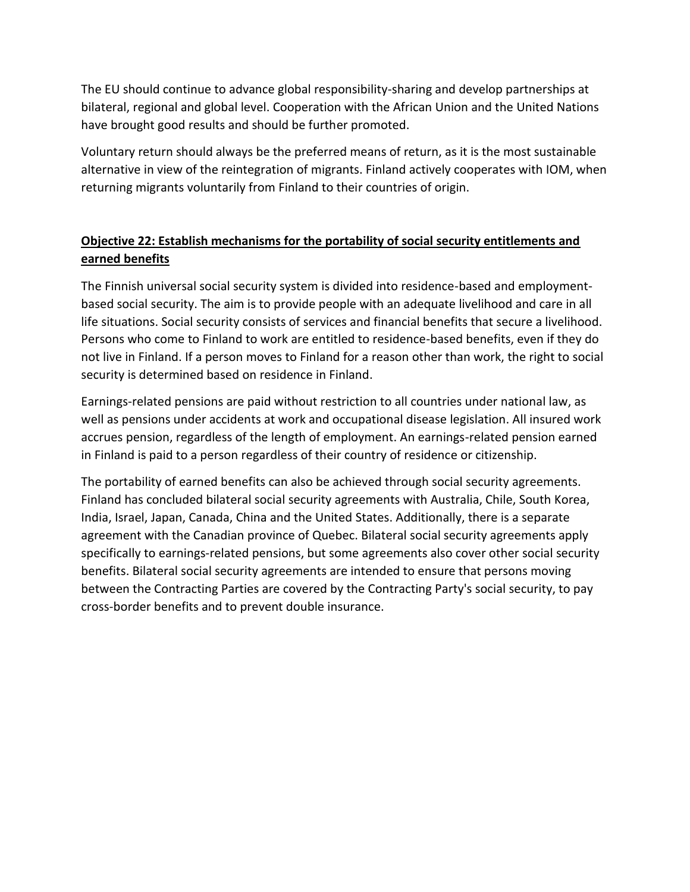The EU should continue to advance global responsibility-sharing and develop partnerships at bilateral, regional and global level. Cooperation with the African Union and the United Nations have brought good results and should be further promoted.

Voluntary return should always be the preferred means of return, as it is the most sustainable alternative in view of the reintegration of migrants. Finland actively cooperates with IOM, when returning migrants voluntarily from Finland to their countries of origin.

## **Objective 22: Establish mechanisms for the portability of social security entitlements and earned benefits**

The Finnish universal social security system is divided into residence-based and employment-based social security. The aim is to provide people with an adequate livelihood and care in all life situations. Social security consists of services and financial benefits that secure a livelihood. Persons who come to Finland to work are entitled to residence-based benefits, even if they do not live in Finland. If a person moves to Finland for a reason other than work, the right to social security is determined based on residence in Finland.

Earnings-related pensions are paid without restriction to all countries under national law, as well as pensions under accidents at work and occupational disease legislation. All insured work accrues pension, regardless of the length of employment. An earnings-related pension earned in Finland is paid to a person regardless of their country of residence or citizenship.

The portability of earned benefits can also be achieved through social security agreements. Finland has concluded bilateral social security agreements with Australia, Chile, South Korea, India, Israel, Japan, Canada, China and the United States. Additionally, there is a separate agreement with the Canadian province of Quebec. Bilateral social security agreements apply specifically to earnings-related pensions, but some agreements also cover other social security benefits. Bilateral social security agreements are intended to ensure that persons moving between the Contracting Parties are covered by the Contracting Party's social security, to pay cross-border benefits and to prevent double insurance.